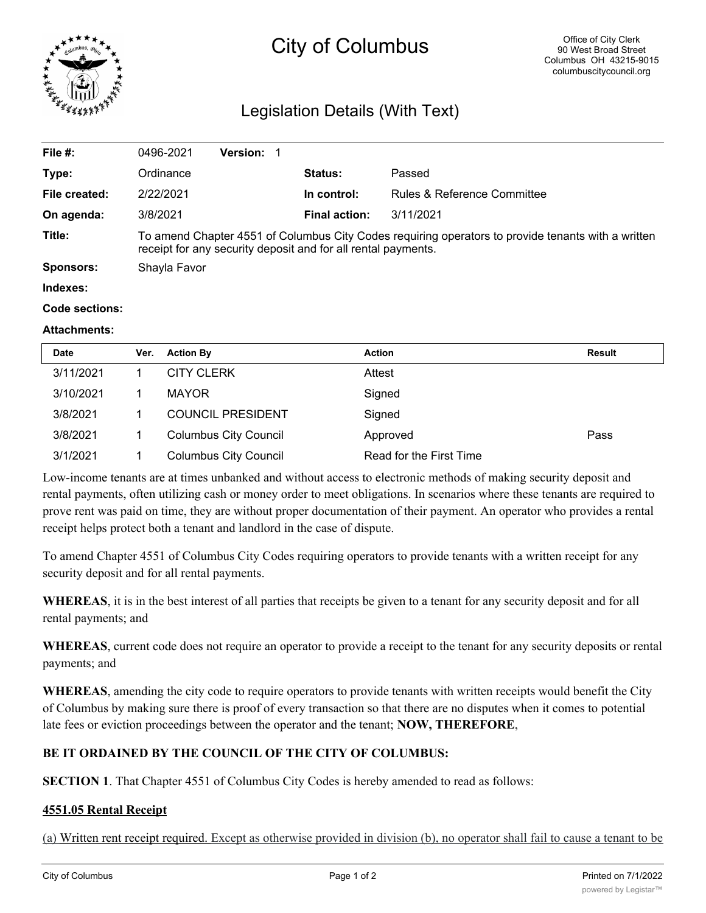# City of Columbus

Office of City Clerk
90 West Broad Street
Columbus OH 43215-9015
columbuscitycouncil.org

## Legislation Details (With Text)

| | | | |
|---|---|---|---|
| **File #:** | 0496-2021 **Version:** 1 | | |
| **Type:** | Ordinance | **Status:** | Passed |
| **File created:** | 2/22/2021 | **In control:** | Rules & Reference Committee |
| **On agenda:** | 3/8/2021 | **Final action:** | 3/11/2021 |
| **Title:** | To amend Chapter 4551 of Columbus City Codes requiring operators to provide tenants with a written receipt for any security deposit and for all rental payments. | | |
| **Sponsors:** | Shayla Favor | | |
| **Indexes:** | | | |
| **Code sections:** | | | |
| **Attachments:** | | | |

| Date | Ver. | Action By | Action | Result |
|---|---|---|---|---|
| 3/11/2021 | 1 | CITY CLERK | Attest | |
| 3/10/2021 | 1 | MAYOR | Signed | |
| 3/8/2021 | 1 | COUNCIL PRESIDENT | Signed | |
| 3/8/2021 | 1 | Columbus City Council | Approved | Pass |
| 3/1/2021 | 1 | Columbus City Council | Read for the First Time | |

Low-income tenants are at times unbanked and without access to electronic methods of making security deposit and rental payments, often utilizing cash or money order to meet obligations. In scenarios where these tenants are required to prove rent was paid on time, they are without proper documentation of their payment. An operator who provides a rental receipt helps protect both a tenant and landlord in the case of dispute.

To amend Chapter 4551 of Columbus City Codes requiring operators to provide tenants with a written receipt for any security deposit and for all rental payments.

**WHEREAS**, it is in the best interest of all parties that receipts be given to a tenant for any security deposit and for all rental payments; and

**WHEREAS**, current code does not require an operator to provide a receipt to the tenant for any security deposits or rental payments; and

**WHEREAS**, amending the city code to require operators to provide tenants with written receipts would benefit the City of Columbus by making sure there is proof of every transaction so that there are no disputes when it comes to potential late fees or eviction proceedings between the operator and the tenant; **NOW, THEREFORE**,

**BE IT ORDAINED BY THE COUNCIL OF THE CITY OF COLUMBUS:**

**SECTION 1**. That Chapter 4551 of Columbus City Codes is hereby amended to read as follows:

**4551.05 Rental Receipt**

(a) Written rent receipt required. Except as otherwise provided in division (b), no operator shall fail to cause a tenant to be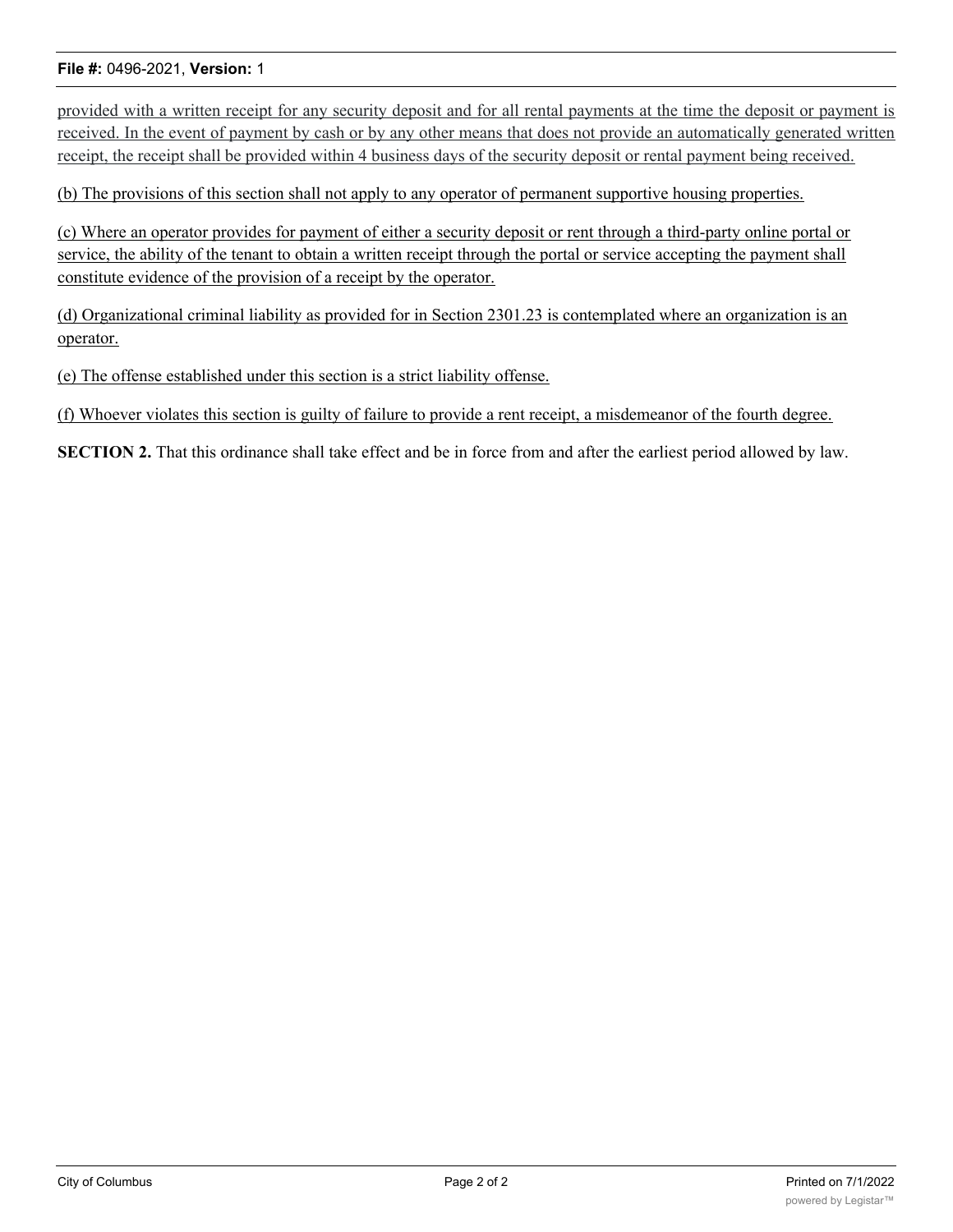provided with a written receipt for any security deposit and for all rental payments at the time the deposit or payment is received. In the event of payment by cash or by any other means that does not provide an automatically generated written receipt, the receipt shall be provided within 4 business days of the security deposit or rental payment being received.

(b) The provisions of this section shall not apply to any operator of permanent supportive housing properties.

(c) Where an operator provides for payment of either a security deposit or rent through a third-party online portal or service, the ability of the tenant to obtain a written receipt through the portal or service accepting the payment shall constitute evidence of the provision of a receipt by the operator.

(d) Organizational criminal liability as provided for in Section 2301.23 is contemplated where an organization is an operator.

(e) The offense established under this section is a strict liability offense.

(f) Whoever violates this section is guilty of failure to provide a rent receipt, a misdemeanor of the fourth degree.

**SECTION 2.** That this ordinance shall take effect and be in force from and after the earliest period allowed by law.